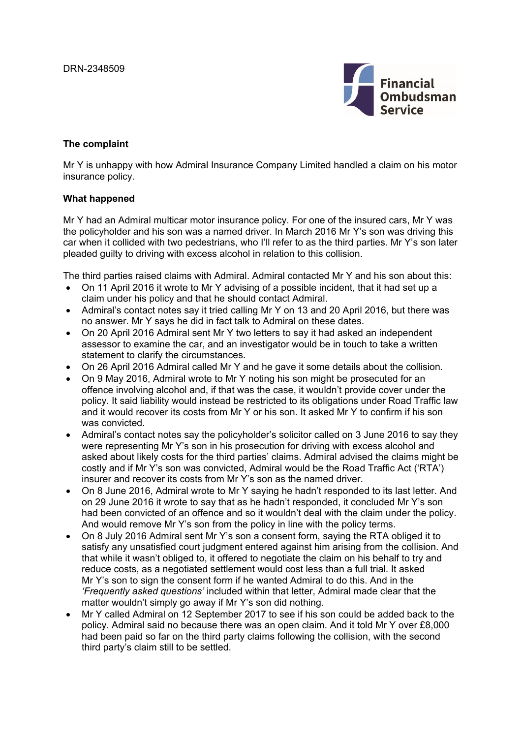DRN-2348509

## The complaint

Mr Y is unhappy with how Admiral Insurance Company Limited handled a claim on his motor insurance policy.

## What happened

Mr Y had an Admiral multicar motor insurance policy. For one of the insured cars, Mr Y was the policyholder and his son was a named driver. In March 2016 Mr Y's son was driving this car when it collided with two pedestrians, who I'll refer to as the third parties. Mr Y's son later pleaded guilty to driving with excess alcohol in relation to this collision.

The third parties raised claims with Admiral. Admiral contacted Mr Y and his son about this:

- On 11 April 2016 it wrote to Mr Y advising of a possible incident, that it had set up a claim under his policy and that he should contact Admiral.
- Admiral's contact notes say it tried calling Mr Y on 13 and 20 April 2016, but there was no answer. Mr Y says he did in fact talk to Admiral on these dates.
- On 20 April 2016 Admiral sent Mr Y two letters to say it had asked an independent assessor to examine the car, and an investigator would be in touch to take a written statement to clarify the circumstances.
- On 26 April 2016 Admiral called Mr Y and he gave it some details about the collision.
- On 9 May 2016, Admiral wrote to Mr Y noting his son might be prosecuted for an offence involving alcohol and, if that was the case, it wouldn't provide cover under the policy. It said liability would instead be restricted to its obligations under Road Traffic law and it would recover its costs from Mr Y or his son. It asked Mr Y to confirm if his son was convicted.
- Admiral's contact notes say the policyholder's solicitor called on 3 June 2016 to say they were representing Mr Y's son in his prosecution for driving with excess alcohol and asked about likely costs for the third parties' claims. Admiral advised the claims might be costly and if Mr Y's son was convicted, Admiral would be the Road Traffic Act ('RTA') insurer and recover its costs from Mr Y's son as the named driver.
- On 8 June 2016, Admiral wrote to Mr Y saying he hadn't responded to its last letter. And on 29 June 2016 it wrote to say that as he hadn't responded, it concluded Mr Y's son had been convicted of an offence and so it wouldn't deal with the claim under the policy. And would remove Mr Y's son from the policy in line with the policy terms.
- On 8 July 2016 Admiral sent Mr Y's son a consent form, saying the RTA obliged it to satisfy any unsatisfied court judgment entered against him arising from the collision. And that while it wasn't obliged to, it offered to negotiate the claim on his behalf to try and reduce costs, as a negotiated settlement would cost less than a full trial. It asked Mr Y's son to sign the consent form if he wanted Admiral to do this. And in the *'Frequently asked questions'* included within that letter, Admiral made clear that the matter wouldn't simply go away if Mr Y's son did nothing.
- Mr Y called Admiral on 12 September 2017 to see if his son could be added back to the policy. Admiral said no because there was an open claim. And it told Mr Y over £8,000 had been paid so far on the third party claims following the collision, with the second third party's claim still to be settled.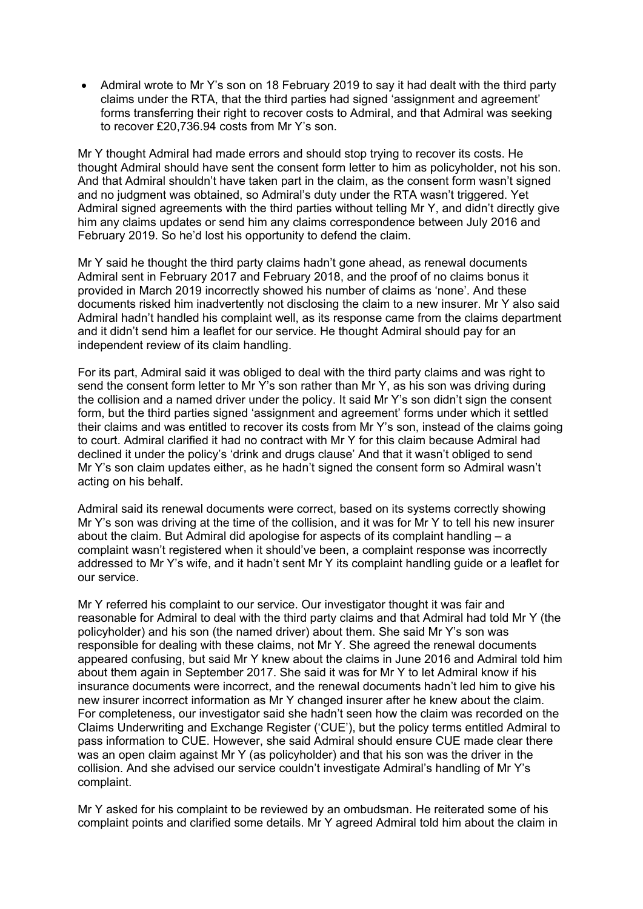- Admiral wrote to Mr Y's son on 18 February 2019 to say it had dealt with the third party claims under the RTA, that the third parties had signed 'assignment and agreement' forms transferring their right to recover costs to Admiral, and that Admiral was seeking to recover £20,736.94 costs from Mr Y's son.

Mr Y thought Admiral had made errors and should stop trying to recover its costs. He thought Admiral should have sent the consent form letter to him as policyholder, not his son. And that Admiral shouldn't have taken part in the claim, as the consent form wasn't signed and no judgment was obtained, so Admiral's duty under the RTA wasn't triggered. Yet Admiral signed agreements with the third parties without telling Mr Y, and didn't directly give him any claims updates or send him any claims correspondence between July 2016 and February 2019. So he'd lost his opportunity to defend the claim.

Mr Y said he thought the third party claims hadn't gone ahead, as renewal documents Admiral sent in February 2017 and February 2018, and the proof of no claims bonus it provided in March 2019 incorrectly showed his number of claims as 'none'. And these documents risked him inadvertently not disclosing the claim to a new insurer. Mr Y also said Admiral hadn't handled his complaint well, as its response came from the claims department and it didn't send him a leaflet for our service. He thought Admiral should pay for an independent review of its claim handling.

For its part, Admiral said it was obliged to deal with the third party claims and was right to send the consent form letter to Mr Y's son rather than Mr Y, as his son was driving during the collision and a named driver under the policy. It said Mr Y's son didn't sign the consent form, but the third parties signed 'assignment and agreement' forms under which it settled their claims and was entitled to recover its costs from Mr Y's son, instead of the claims going to court. Admiral clarified it had no contract with Mr Y for this claim because Admiral had declined it under the policy's 'drink and drugs clause' And that it wasn't obliged to send Mr Y's son claim updates either, as he hadn't signed the consent form so Admiral wasn't acting on his behalf.

Admiral said its renewal documents were correct, based on its systems correctly showing Mr Y's son was driving at the time of the collision, and it was for Mr Y to tell his new insurer about the claim. But Admiral did apologise for aspects of its complaint handling – a complaint wasn't registered when it should've been, a complaint response was incorrectly addressed to Mr Y's wife, and it hadn't sent Mr Y its complaint handling guide or a leaflet for our service.

Mr Y referred his complaint to our service. Our investigator thought it was fair and reasonable for Admiral to deal with the third party claims and that Admiral had told Mr Y (the policyholder) and his son (the named driver) about them. She said Mr Y's son was responsible for dealing with these claims, not Mr Y. She agreed the renewal documents appeared confusing, but said Mr Y knew about the claims in June 2016 and Admiral told him about them again in September 2017. She said it was for Mr Y to let Admiral know if his insurance documents were incorrect, and the renewal documents hadn't led him to give his new insurer incorrect information as Mr Y changed insurer after he knew about the claim. For completeness, our investigator said she hadn't seen how the claim was recorded on the Claims Underwriting and Exchange Register ('CUE'), but the policy terms entitled Admiral to pass information to CUE. However, she said Admiral should ensure CUE made clear there was an open claim against Mr Y (as policyholder) and that his son was the driver in the collision. And she advised our service couldn't investigate Admiral's handling of Mr Y's complaint.

Mr Y asked for his complaint to be reviewed by an ombudsman. He reiterated some of his complaint points and clarified some details. Mr Y agreed Admiral told him about the claim in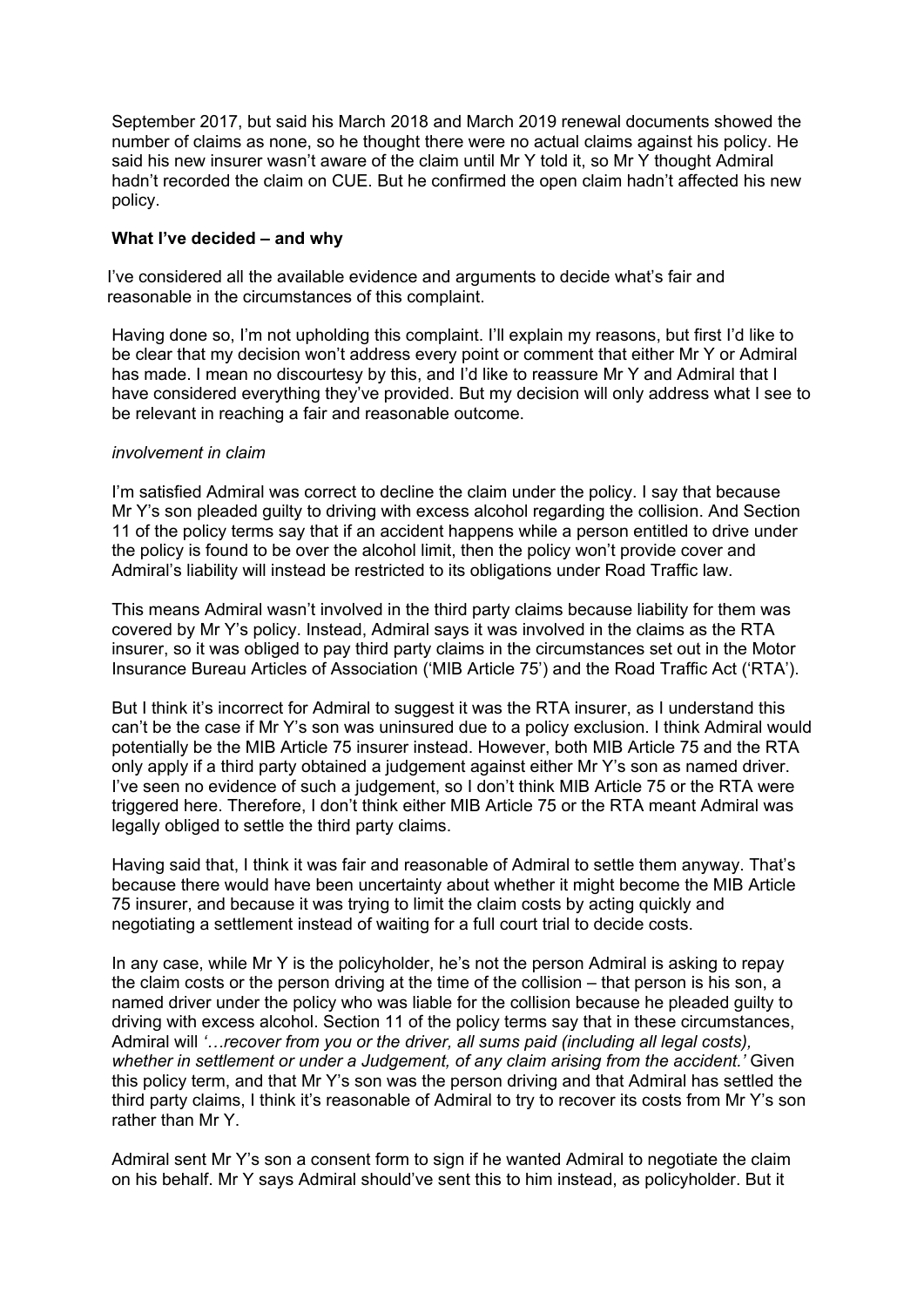September 2017, but said his March 2018 and March 2019 renewal documents showed the number of claims as none, so he thought there were no actual claims against his policy. He said his new insurer wasn't aware of the claim until Mr Y told it, so Mr Y thought Admiral hadn't recorded the claim on CUE. But he confirmed the open claim hadn't affected his new policy.

## What I've decided – and why

I've considered all the available evidence and arguments to decide what's fair and reasonable in the circumstances of this complaint.

Having done so, I'm not upholding this complaint. I'll explain my reasons, but first I'd like to be clear that my decision won't address every point or comment that either Mr Y or Admiral has made. I mean no discourtesy by this, and I'd like to reassure Mr Y and Admiral that I have considered everything they've provided. But my decision will only address what I see to be relevant in reaching a fair and reasonable outcome.

*involvement in claim*

I'm satisfied Admiral was correct to decline the claim under the policy. I say that because Mr Y's son pleaded guilty to driving with excess alcohol regarding the collision. And Section 11 of the policy terms say that if an accident happens while a person entitled to drive under the policy is found to be over the alcohol limit, then the policy won't provide cover and Admiral's liability will instead be restricted to its obligations under Road Traffic law.

This means Admiral wasn't involved in the third party claims because liability for them was covered by Mr Y's policy. Instead, Admiral says it was involved in the claims as the RTA insurer, so it was obliged to pay third party claims in the circumstances set out in the Motor Insurance Bureau Articles of Association ('MIB Article 75') and the Road Traffic Act ('RTA').

But I think it's incorrect for Admiral to suggest it was the RTA insurer, as I understand this can't be the case if Mr Y's son was uninsured due to a policy exclusion. I think Admiral would potentially be the MIB Article 75 insurer instead. However, both MIB Article 75 and the RTA only apply if a third party obtained a judgement against either Mr Y's son as named driver. I've seen no evidence of such a judgement, so I don't think MIB Article 75 or the RTA were triggered here. Therefore, I don't think either MIB Article 75 or the RTA meant Admiral was legally obliged to settle the third party claims.

Having said that, I think it was fair and reasonable of Admiral to settle them anyway. That's because there would have been uncertainty about whether it might become the MIB Article 75 insurer, and because it was trying to limit the claim costs by acting quickly and negotiating a settlement instead of waiting for a full court trial to decide costs.

In any case, while Mr Y is the policyholder, he's not the person Admiral is asking to repay the claim costs or the person driving at the time of the collision – that person is his son, a named driver under the policy who was liable for the collision because he pleaded guilty to driving with excess alcohol. Section 11 of the policy terms say that in these circumstances, Admiral will *'…recover from you or the driver, all sums paid (including all legal costs), whether in settlement or under a Judgement, of any claim arising from the accident.'* Given this policy term, and that Mr Y's son was the person driving and that Admiral has settled the third party claims, I think it's reasonable of Admiral to try to recover its costs from Mr Y's son rather than Mr Y.

Admiral sent Mr Y's son a consent form to sign if he wanted Admiral to negotiate the claim on his behalf. Mr Y says Admiral should've sent this to him instead, as policyholder. But it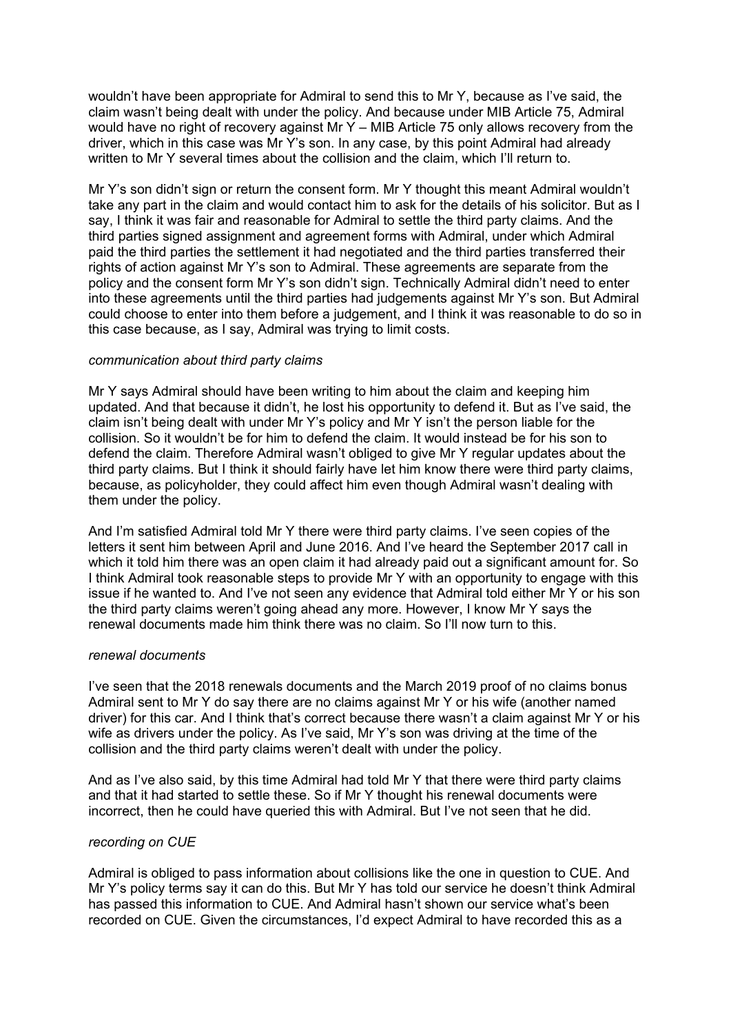wouldn't have been appropriate for Admiral to send this to Mr Y, because as I've said, the claim wasn't being dealt with under the policy. And because under MIB Article 75, Admiral would have no right of recovery against Mr Y – MIB Article 75 only allows recovery from the driver, which in this case was Mr Y's son. In any case, by this point Admiral had already written to Mr Y several times about the collision and the claim, which I'll return to.

Mr Y's son didn't sign or return the consent form. Mr Y thought this meant Admiral wouldn't take any part in the claim and would contact him to ask for the details of his solicitor. But as I say, I think it was fair and reasonable for Admiral to settle the third party claims. And the third parties signed assignment and agreement forms with Admiral, under which Admiral paid the third parties the settlement it had negotiated and the third parties transferred their rights of action against Mr Y's son to Admiral. These agreements are separate from the policy and the consent form Mr Y's son didn't sign. Technically Admiral didn't need to enter into these agreements until the third parties had judgements against Mr Y's son. But Admiral could choose to enter into them before a judgement, and I think it was reasonable to do so in this case because, as I say, Admiral was trying to limit costs.

*communication about third party claims*

Mr Y says Admiral should have been writing to him about the claim and keeping him updated. And that because it didn't, he lost his opportunity to defend it. But as I've said, the claim isn't being dealt with under Mr Y's policy and Mr Y isn't the person liable for the collision. So it wouldn't be for him to defend the claim. It would instead be for his son to defend the claim. Therefore Admiral wasn't obliged to give Mr Y regular updates about the third party claims. But I think it should fairly have let him know there were third party claims, because, as policyholder, they could affect him even though Admiral wasn't dealing with them under the policy.

And I'm satisfied Admiral told Mr Y there were third party claims. I've seen copies of the letters it sent him between April and June 2016. And I've heard the September 2017 call in which it told him there was an open claim it had already paid out a significant amount for. So I think Admiral took reasonable steps to provide Mr Y with an opportunity to engage with this issue if he wanted to. And I've not seen any evidence that Admiral told either Mr Y or his son the third party claims weren't going ahead any more. However, I know Mr Y says the renewal documents made him think there was no claim. So I'll now turn to this.

*renewal documents*

I've seen that the 2018 renewals documents and the March 2019 proof of no claims bonus Admiral sent to Mr Y do say there are no claims against Mr Y or his wife (another named driver) for this car. And I think that's correct because there wasn't a claim against Mr Y or his wife as drivers under the policy. As I've said, Mr Y's son was driving at the time of the collision and the third party claims weren't dealt with under the policy.

And as I've also said, by this time Admiral had told Mr Y that there were third party claims and that it had started to settle these. So if Mr Y thought his renewal documents were incorrect, then he could have queried this with Admiral. But I've not seen that he did.

*recording on CUE*

Admiral is obliged to pass information about collisions like the one in question to CUE. And Mr Y's policy terms say it can do this. But Mr Y has told our service he doesn't think Admiral has passed this information to CUE. And Admiral hasn't shown our service what's been recorded on CUE. Given the circumstances, I'd expect Admiral to have recorded this as a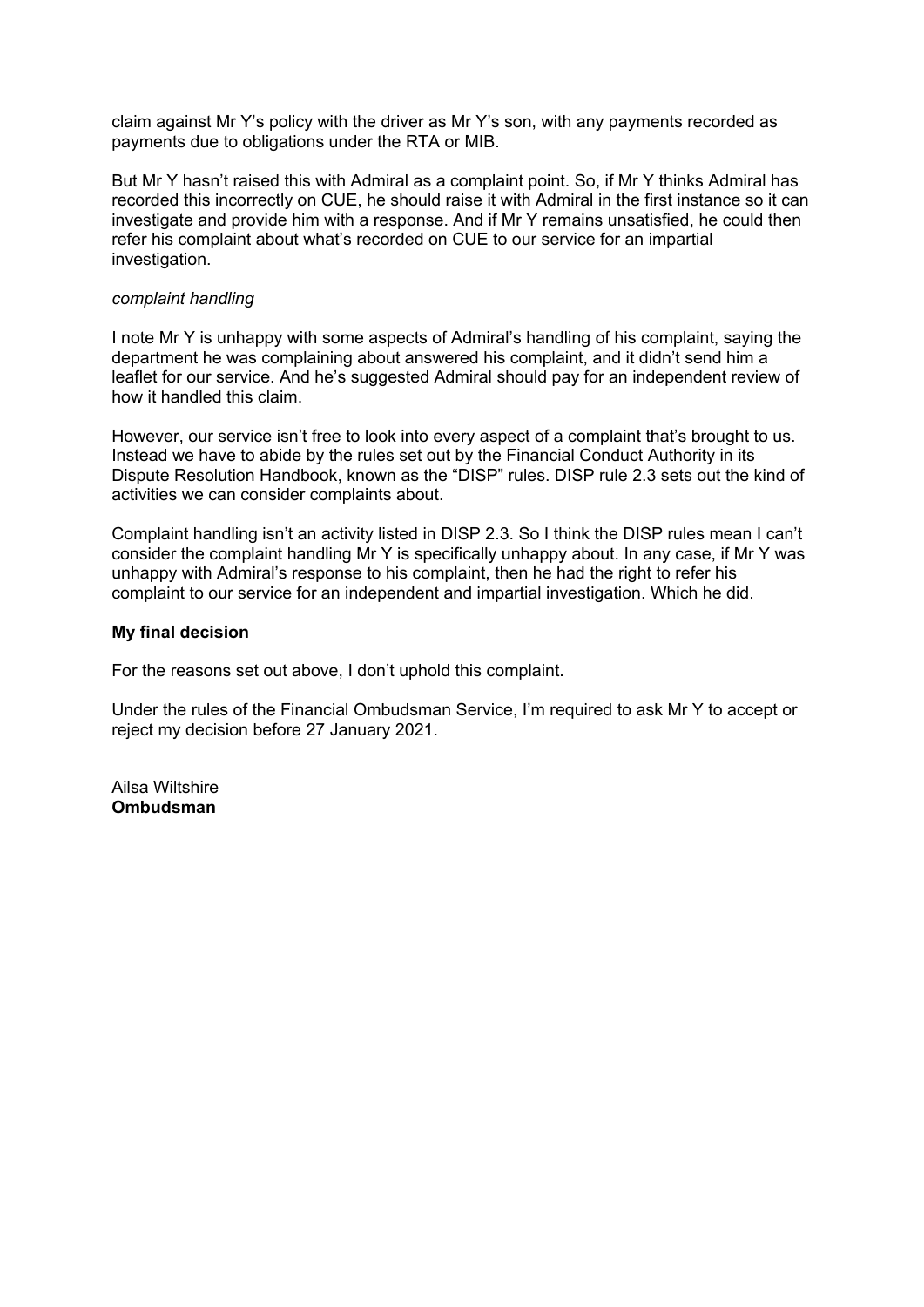claim against Mr Y's policy with the driver as Mr Y's son, with any payments recorded as payments due to obligations under the RTA or MIB.

But Mr Y hasn't raised this with Admiral as a complaint point. So, if Mr Y thinks Admiral has recorded this incorrectly on CUE, he should raise it with Admiral in the first instance so it can investigate and provide him with a response. And if Mr Y remains unsatisfied, he could then refer his complaint about what's recorded on CUE to our service for an impartial investigation.

*complaint handling*

I note Mr Y is unhappy with some aspects of Admiral's handling of his complaint, saying the department he was complaining about answered his complaint, and it didn't send him a leaflet for our service. And he's suggested Admiral should pay for an independent review of how it handled this claim.

However, our service isn't free to look into every aspect of a complaint that's brought to us. Instead we have to abide by the rules set out by the Financial Conduct Authority in its Dispute Resolution Handbook, known as the "DISP" rules. DISP rule 2.3 sets out the kind of activities we can consider complaints about.

Complaint handling isn't an activity listed in DISP 2.3. So I think the DISP rules mean I can't consider the complaint handling Mr Y is specifically unhappy about. In any case, if Mr Y was unhappy with Admiral's response to his complaint, then he had the right to refer his complaint to our service for an independent and impartial investigation. Which he did.

## My final decision

For the reasons set out above, I don't uphold this complaint.

Under the rules of the Financial Ombudsman Service, I'm required to ask Mr Y to accept or reject my decision before 27 January 2021.

Ailsa Wiltshire
**Ombudsman**